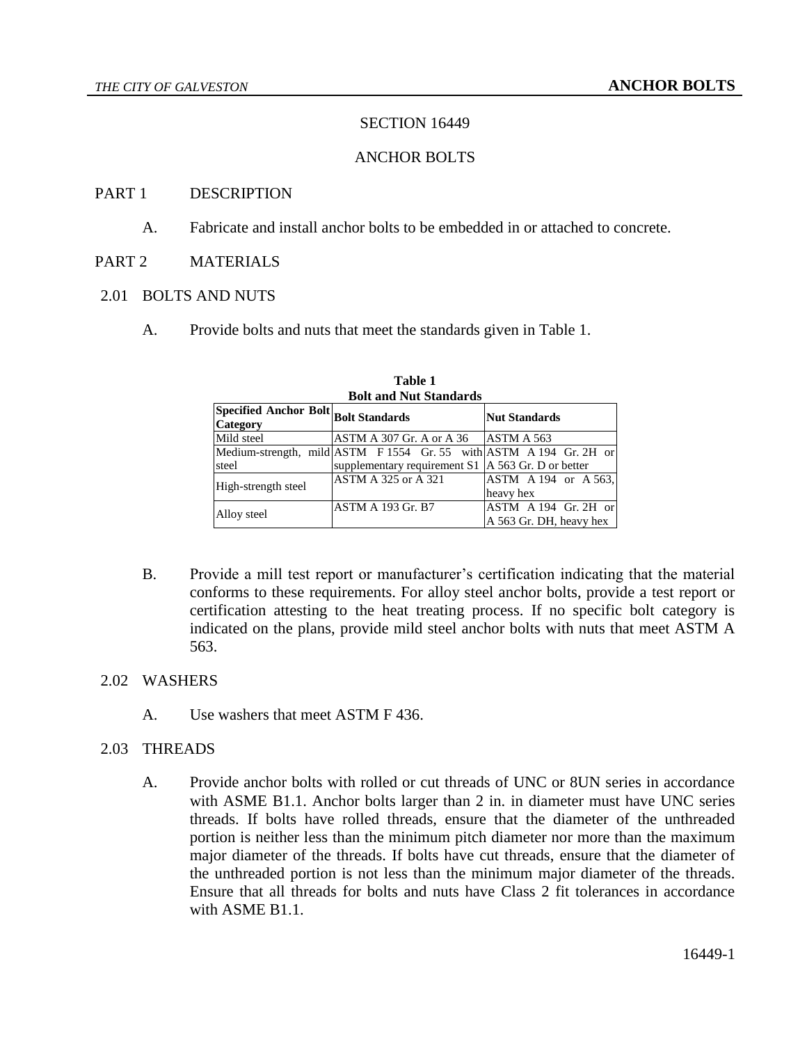# SECTION 16449

# ANCHOR BOLTS

## PART 1 DESCRIPTION

A. Fabricate and install anchor bolts to be embedded in or attached to concrete.

## PART 2 MATERIALS

### 2.01 BOLTS AND NUTS

A. Provide bolts and nuts that meet the standards given in Table 1.

**Table 1**
**Bolt and Nut Standards**

| Specified Anchor Bolt Category | Bolt Standards | Nut Standards |
|---|---|---|
| Mild steel | ASTM A 307 Gr. A or A 36 | ASTM A 563 |
| Medium-strength, mild steel | ASTM F 1554 Gr. 55 with supplementary requirement S1 | ASTM A 194 Gr. 2H or A 563 Gr. D or better |
| High-strength steel | ASTM A 325 or A 321 | ASTM A 194 or A 563, heavy hex |
| Alloy steel | ASTM A 193 Gr. B7 | ASTM A 194 Gr. 2H or A 563 Gr. DH, heavy hex |

B. Provide a mill test report or manufacturer's certification indicating that the material conforms to these requirements. For alloy steel anchor bolts, provide a test report or certification attesting to the heat treating process. If no specific bolt category is indicated on the plans, provide mild steel anchor bolts with nuts that meet ASTM A 563.

### 2.02 WASHERS

A. Use washers that meet ASTM F 436.

### 2.03 THREADS

A. Provide anchor bolts with rolled or cut threads of UNC or 8UN series in accordance with ASME B1.1. Anchor bolts larger than 2 in. in diameter must have UNC series threads. If bolts have rolled threads, ensure that the diameter of the unthreaded portion is neither less than the minimum pitch diameter nor more than the maximum major diameter of the threads. If bolts have cut threads, ensure that the diameter of the unthreaded portion is not less than the minimum major diameter of the threads. Ensure that all threads for bolts and nuts have Class 2 fit tolerances in accordance with ASME B1.1.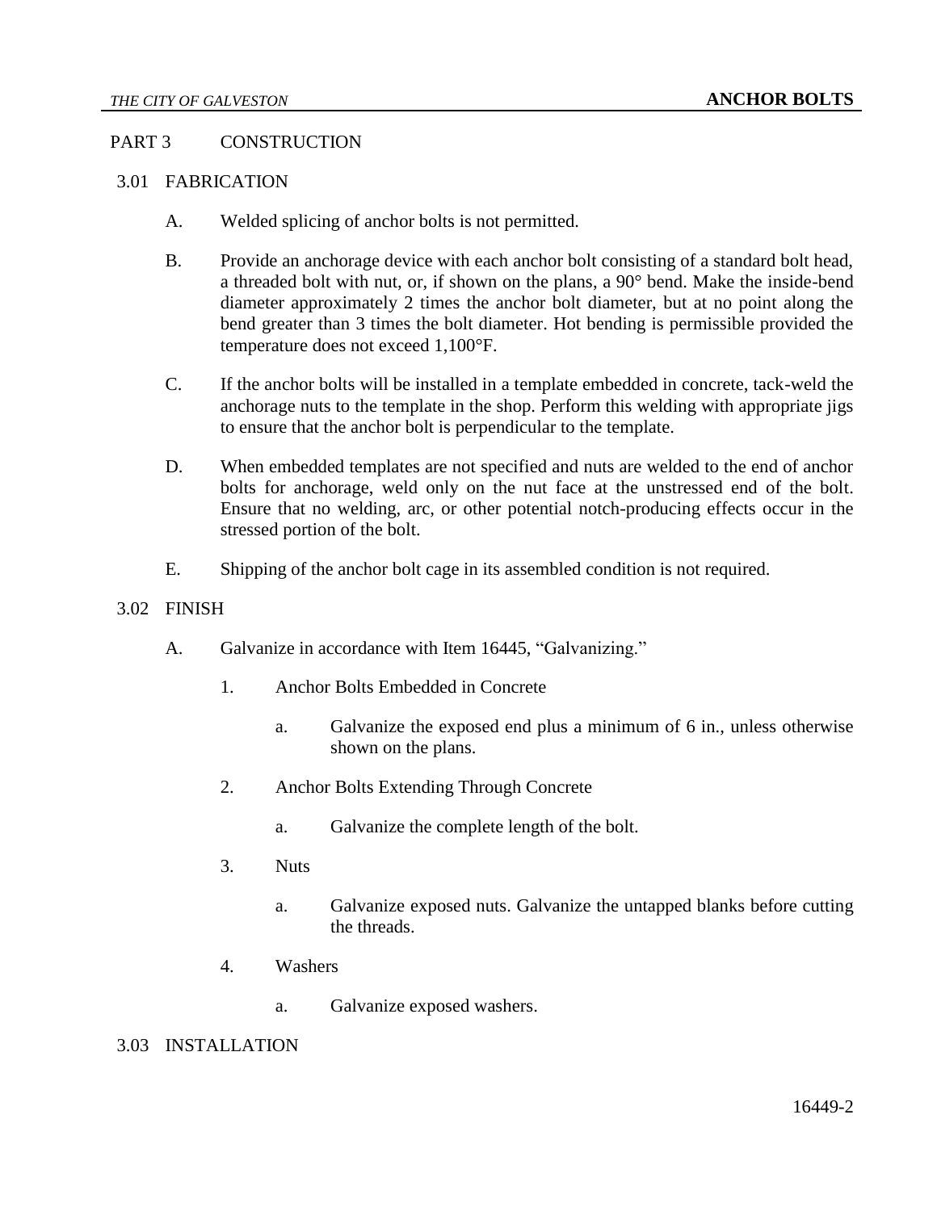## PART 3 CONSTRUCTION

### 3.01 FABRICATION

A. Welded splicing of anchor bolts is not permitted.

B. Provide an anchorage device with each anchor bolt consisting of a standard bolt head, a threaded bolt with nut, or, if shown on the plans, a 90° bend. Make the inside-bend diameter approximately 2 times the anchor bolt diameter, but at no point along the bend greater than 3 times the bolt diameter. Hot bending is permissible provided the temperature does not exceed 1,100°F.

C. If the anchor bolts will be installed in a template embedded in concrete, tack-weld the anchorage nuts to the template in the shop. Perform this welding with appropriate jigs to ensure that the anchor bolt is perpendicular to the template.

D. When embedded templates are not specified and nuts are welded to the end of anchor bolts for anchorage, weld only on the nut face at the unstressed end of the bolt. Ensure that no welding, arc, or other potential notch-producing effects occur in the stressed portion of the bolt.

E. Shipping of the anchor bolt cage in its assembled condition is not required.

### 3.02 FINISH

A. Galvanize in accordance with Item 16445, "Galvanizing."

1. Anchor Bolts Embedded in Concrete

   a. Galvanize the exposed end plus a minimum of 6 in., unless otherwise shown on the plans.

2. Anchor Bolts Extending Through Concrete

   a. Galvanize the complete length of the bolt.

3. Nuts

   a. Galvanize exposed nuts. Galvanize the untapped blanks before cutting the threads.

4. Washers

   a. Galvanize exposed washers.

### 3.03 INSTALLATION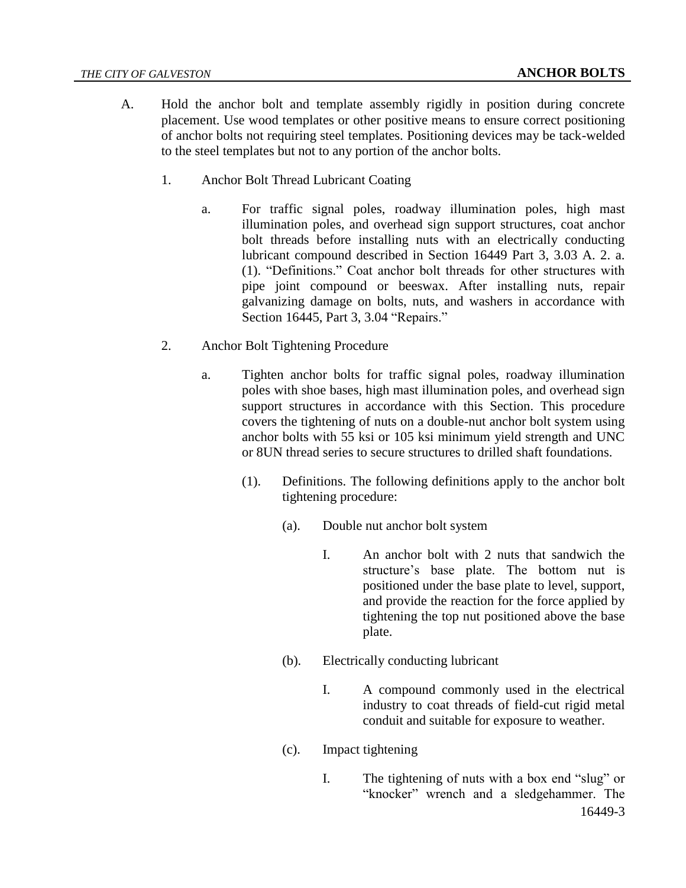A. Hold the anchor bolt and template assembly rigidly in position during concrete placement. Use wood templates or other positive means to ensure correct positioning of anchor bolts not requiring steel templates. Positioning devices may be tack-welded to the steel templates but not to any portion of the anchor bolts.

1. Anchor Bolt Thread Lubricant Coating

    a. For traffic signal poles, roadway illumination poles, high mast illumination poles, and overhead sign support structures, coat anchor bolt threads before installing nuts with an electrically conducting lubricant compound described in Section 16449 Part 3, 3.03 A. 2. a. (1). "Definitions." Coat anchor bolt threads for other structures with pipe joint compound or beeswax. After installing nuts, repair galvanizing damage on bolts, nuts, and washers in accordance with Section 16445, Part 3, 3.04 "Repairs."

2. Anchor Bolt Tightening Procedure

    a. Tighten anchor bolts for traffic signal poles, roadway illumination poles with shoe bases, high mast illumination poles, and overhead sign support structures in accordance with this Section. This procedure covers the tightening of nuts on a double-nut anchor bolt system using anchor bolts with 55 ksi or 105 ksi minimum yield strength and UNC or 8UN thread series to secure structures to drilled shaft foundations.

        (1). Definitions. The following definitions apply to the anchor bolt tightening procedure:

            (a). Double nut anchor bolt system

                I. An anchor bolt with 2 nuts that sandwich the structure's base plate. The bottom nut is positioned under the base plate to level, support, and provide the reaction for the force applied by tightening the top nut positioned above the base plate.

            (b). Electrically conducting lubricant

                I. A compound commonly used in the electrical industry to coat threads of field-cut rigid metal conduit and suitable for exposure to weather.

            (c). Impact tightening

                I. The tightening of nuts with a box end "slug" or "knocker" wrench and a sledgehammer. The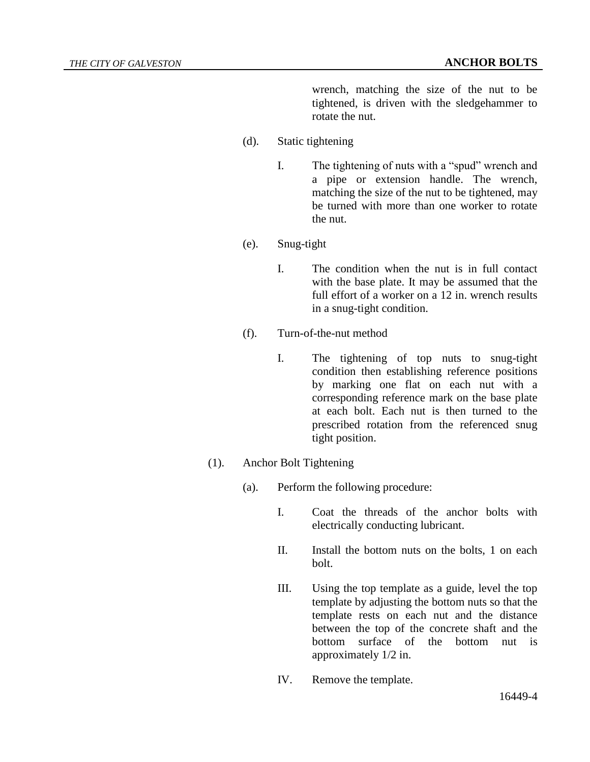wrench, matching the size of the nut to be tightened, is driven with the sledgehammer to rotate the nut.

(d). Static tightening

I. The tightening of nuts with a "spud" wrench and a pipe or extension handle. The wrench, matching the size of the nut to be tightened, may be turned with more than one worker to rotate the nut.

(e). Snug-tight

I. The condition when the nut is in full contact with the base plate. It may be assumed that the full effort of a worker on a 12 in. wrench results in a snug-tight condition.

(f). Turn-of-the-nut method

I. The tightening of top nuts to snug-tight condition then establishing reference positions by marking one flat on each nut with a corresponding reference mark on the base plate at each bolt. Each nut is then turned to the prescribed rotation from the referenced snug tight position.

(1). Anchor Bolt Tightening

(a). Perform the following procedure:

I. Coat the threads of the anchor bolts with electrically conducting lubricant.

II. Install the bottom nuts on the bolts, 1 on each bolt.

III. Using the top template as a guide, level the top template by adjusting the bottom nuts so that the template rests on each nut and the distance between the top of the concrete shaft and the bottom surface of the bottom nut is approximately 1/2 in.

IV. Remove the template.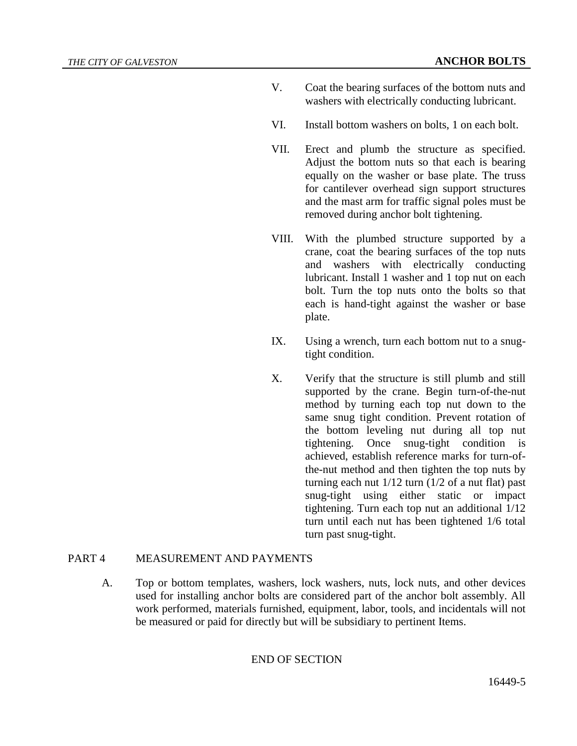V. Coat the bearing surfaces of the bottom nuts and washers with electrically conducting lubricant.

VI. Install bottom washers on bolts, 1 on each bolt.

VII. Erect and plumb the structure as specified. Adjust the bottom nuts so that each is bearing equally on the washer or base plate. The truss for cantilever overhead sign support structures and the mast arm for traffic signal poles must be removed during anchor bolt tightening.

VIII. With the plumbed structure supported by a crane, coat the bearing surfaces of the top nuts and washers with electrically conducting lubricant. Install 1 washer and 1 top nut on each bolt. Turn the top nuts onto the bolts so that each is hand-tight against the washer or base plate.

IX. Using a wrench, turn each bottom nut to a snug-tight condition.

X. Verify that the structure is still plumb and still supported by the crane. Begin turn-of-the-nut method by turning each top nut down to the same snug tight condition. Prevent rotation of the bottom leveling nut during all top nut tightening. Once snug-tight condition is achieved, establish reference marks for turn-of-the-nut method and then tighten the top nuts by turning each nut 1/12 turn (1/2 of a nut flat) past snug-tight using either static or impact tightening. Turn each top nut an additional 1/12 turn until each nut has been tightened 1/6 total turn past snug-tight.

## PART 4 MEASUREMENT AND PAYMENTS

A. Top or bottom templates, washers, lock washers, nuts, lock nuts, and other devices used for installing anchor bolts are considered part of the anchor bolt assembly. All work performed, materials furnished, equipment, labor, tools, and incidentals will not be measured or paid for directly but will be subsidiary to pertinent Items.

END OF SECTION